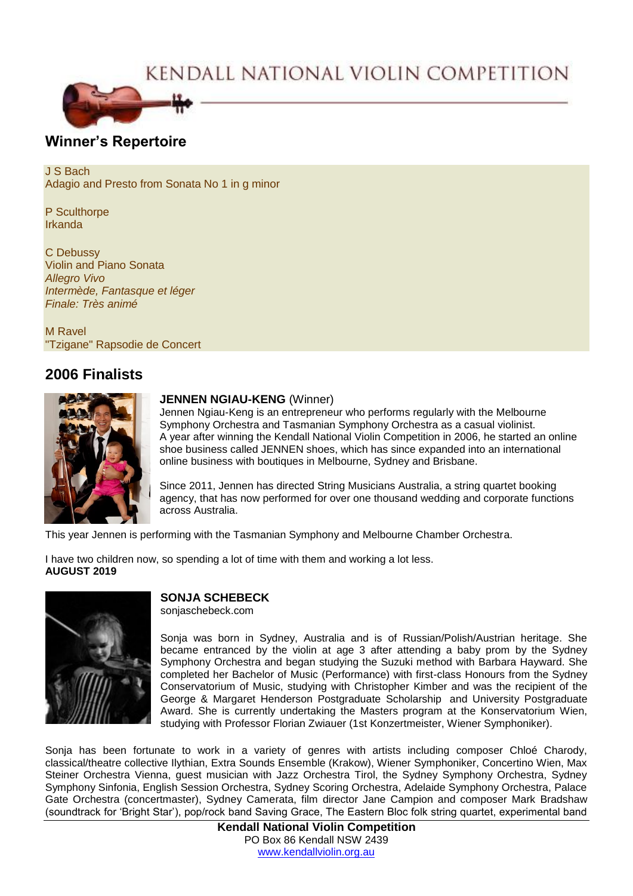# KENDALL NATIONAL VIOLIN COMPETITION

## Winner's Repertoire

J S Bach
Adagio and Presto from Sonata No 1 in g minor

P Sculthorpe
Irkanda

C Debussy
Violin and Piano Sonata
*Allegro Vivo*
*Intermède, Fantasque et léger*
*Finale: Très animé*

M Ravel
"Tzigane" Rapsodie de Concert

## 2006 Finalists

**JENNEN NGIAU-KENG** (Winner)
Jennen Ngiau-Keng is an entrepreneur who performs regularly with the Melbourne Symphony Orchestra and Tasmanian Symphony Orchestra as a casual violinist.
A year after winning the Kendall National Violin Competition in 2006, he started an online shoe business called JENNEN shoes, which has since expanded into an international online business with boutiques in Melbourne, Sydney and Brisbane.

Since 2011, Jennen has directed String Musicians Australia, a string quartet booking agency, that has now performed for over one thousand wedding and corporate functions across Australia.

This year Jennen is performing with the Tasmanian Symphony and Melbourne Chamber Orchestra.

I have two children now, so spending a lot of time with them and working a lot less.
**AUGUST 2019**

**SONJA SCHEBECK**
sonjaschebeck.com

Sonja was born in Sydney, Australia and is of Russian/Polish/Austrian heritage. She became entranced by the violin at age 3 after attending a baby prom by the Sydney Symphony Orchestra and began studying the Suzuki method with Barbara Hayward. She completed her Bachelor of Music (Performance) with first-class Honours from the Sydney Conservatorium of Music, studying with Christopher Kimber and was the recipient of the George & Margaret Henderson Postgraduate Scholarship and University Postgraduate Award. She is currently undertaking the Masters program at the Konservatorium Wien, studying with Professor Florian Zwiauer (1st Konzertmeister, Wiener Symphoniker).

Sonja has been fortunate to work in a variety of genres with artists including composer Chloé Charody, classical/theatre collective Ilythian, Extra Sounds Ensemble (Krakow), Wiener Symphoniker, Concertino Wien, Max Steiner Orchestra Vienna, guest musician with Jazz Orchestra Tirol, the Sydney Symphony Orchestra, Sydney Symphony Sinfonia, English Session Orchestra, Sydney Scoring Orchestra, Adelaide Symphony Orchestra, Palace Gate Orchestra (concertmaster), Sydney Camerata, film director Jane Campion and composer Mark Bradshaw (soundtrack for 'Bright Star'), pop/rock band Saving Grace, The Eastern Bloc folk string quartet, experimental band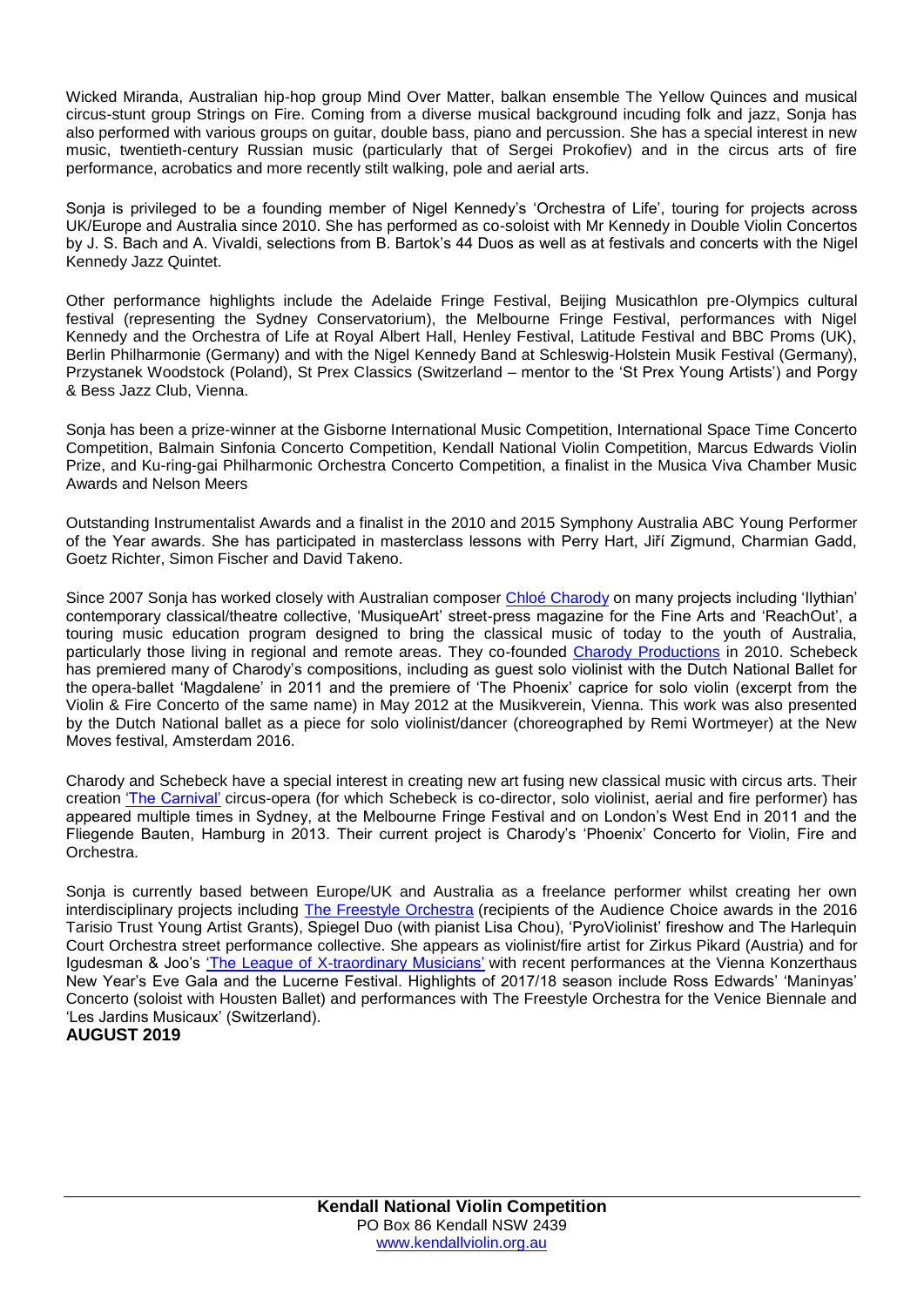Wicked Miranda, Australian hip-hop group Mind Over Matter, balkan ensemble The Yellow Quinces and musical circus-stunt group Strings on Fire. Coming from a diverse musical background incuding folk and jazz, Sonja has also performed with various groups on guitar, double bass, piano and percussion. She has a special interest in new music, twentieth-century Russian music (particularly that of Sergei Prokofiev) and in the circus arts of fire performance, acrobatics and more recently stilt walking, pole and aerial arts.

Sonja is privileged to be a founding member of Nigel Kennedy's 'Orchestra of Life', touring for projects across UK/Europe and Australia since 2010. She has performed as co-soloist with Mr Kennedy in Double Violin Concertos by J. S. Bach and A. Vivaldi, selections from B. Bartok's 44 Duos as well as at festivals and concerts with the Nigel Kennedy Jazz Quintet.

Other performance highlights include the Adelaide Fringe Festival, Beijing Musicathlon pre-Olympics cultural festival (representing the Sydney Conservatorium), the Melbourne Fringe Festival, performances with Nigel Kennedy and the Orchestra of Life at Royal Albert Hall, Henley Festival, Latitude Festival and BBC Proms (UK), Berlin Philharmonie (Germany) and with the Nigel Kennedy Band at Schleswig-Holstein Musik Festival (Germany), Przystanek Woodstock (Poland), St Prex Classics (Switzerland – mentor to the 'St Prex Young Artists') and Porgy & Bess Jazz Club, Vienna.

Sonja has been a prize-winner at the Gisborne International Music Competition, International Space Time Concerto Competition, Balmain Sinfonia Concerto Competition, Kendall National Violin Competition, Marcus Edwards Violin Prize, and Ku-ring-gai Philharmonic Orchestra Concerto Competition, a finalist in the Musica Viva Chamber Music Awards and Nelson Meers

Outstanding Instrumentalist Awards and a finalist in the 2010 and 2015 Symphony Australia ABC Young Performer of the Year awards. She has participated in masterclass lessons with Perry Hart, Jiří Zigmund, Charmian Gadd, Goetz Richter, Simon Fischer and David Takeno.

Since 2007 Sonja has worked closely with Australian composer Chloé Charody on many projects including 'Ilythian' contemporary classical/theatre collective, 'MusiqueArt' street-press magazine for the Fine Arts and 'ReachOut', a touring music education program designed to bring the classical music of today to the youth of Australia, particularly those living in regional and remote areas. They co-founded Charody Productions in 2010. Schebeck has premiered many of Charody's compositions, including as guest solo violinist with the Dutch National Ballet for the opera-ballet 'Magdalene' in 2011 and the premiere of 'The Phoenix' caprice for solo violin (excerpt from the Violin & Fire Concerto of the same name) in May 2012 at the Musikverein, Vienna. This work was also presented by the Dutch National ballet as a piece for solo violinist/dancer (choreographed by Remi Wortmeyer) at the New Moves festival, Amsterdam 2016.

Charody and Schebeck have a special interest in creating new art fusing new classical music with circus arts. Their creation 'The Carnival' circus-opera (for which Schebeck is co-director, solo violinist, aerial and fire performer) has appeared multiple times in Sydney, at the Melbourne Fringe Festival and on London's West End in 2011 and the Fliegende Bauten, Hamburg in 2013. Their current project is Charody's 'Phoenix' Concerto for Violin, Fire and Orchestra.

Sonja is currently based between Europe/UK and Australia as a freelance performer whilst creating her own interdisciplinary projects including The Freestyle Orchestra (recipients of the Audience Choice awards in the 2016 Tarisio Trust Young Artist Grants), Spiegel Duo (with pianist Lisa Chou), 'PyroViolinist' fireshow and The Harlequin Court Orchestra street performance collective. She appears as violinist/fire artist for Zirkus Pikard (Austria) and for Igudesman & Joo's 'The League of X-traordinary Musicians' with recent performances at the Vienna Konzerthaus New Year's Eve Gala and the Lucerne Festival. Highlights of 2017/18 season include Ross Edwards' 'Maninyas' Concerto (soloist with Housten Ballet) and performances with The Freestyle Orchestra for the Venice Biennale and 'Les Jardins Musicaux' (Switzerland).

**AUGUST 2019**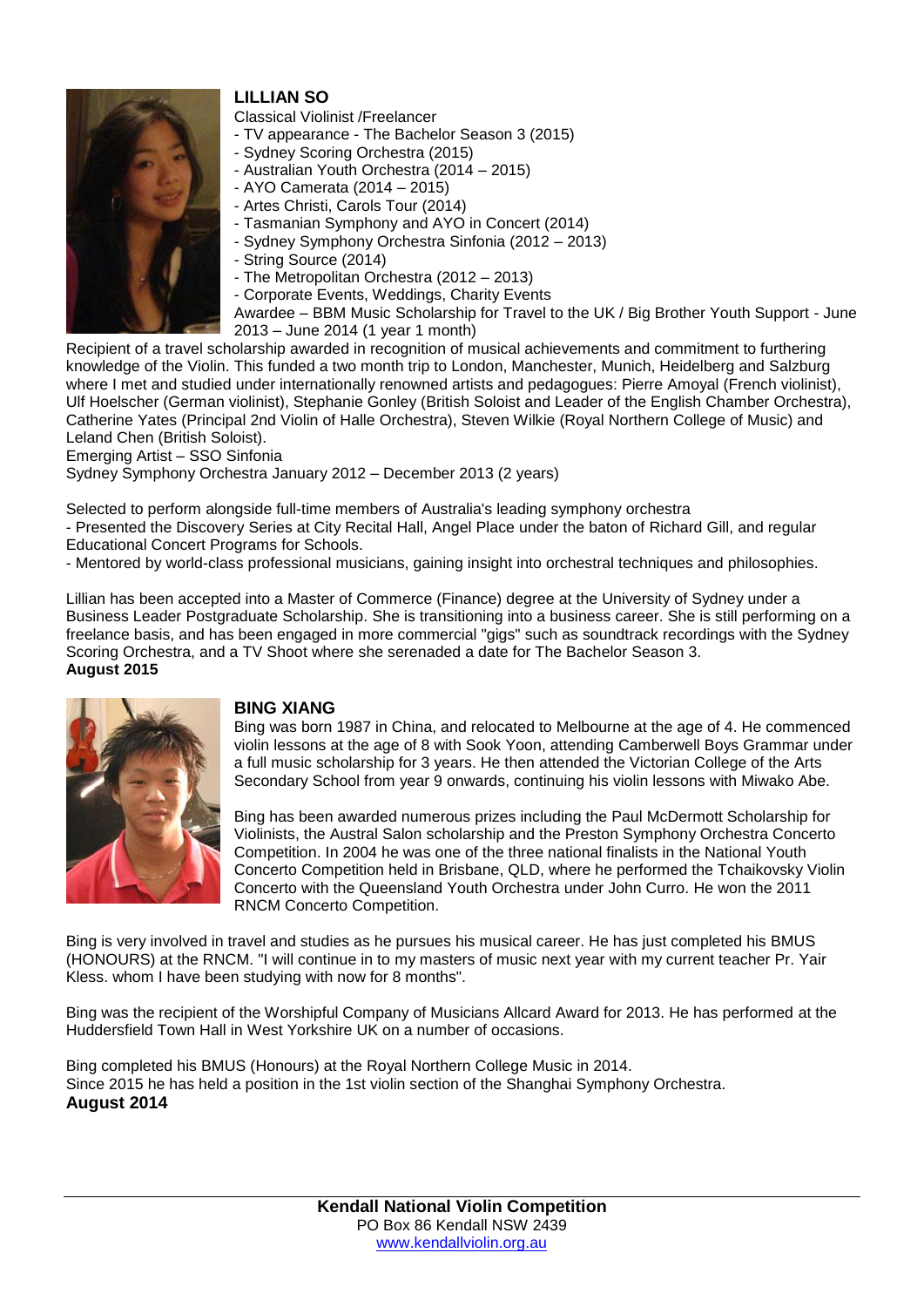## LILLIAN SO

Classical Violinist /Freelancer

- TV appearance - The Bachelor Season 3 (2015)
- Sydney Scoring Orchestra (2015)
- Australian Youth Orchestra (2014 – 2015)
- AYO Camerata (2014 – 2015)
- Artes Christi, Carols Tour (2014)
- Tasmanian Symphony and AYO in Concert (2014)
- Sydney Symphony Orchestra Sinfonia (2012 – 2013)
- String Source (2014)
- The Metropolitan Orchestra (2012 – 2013)
- Corporate Events, Weddings, Charity Events

Awardee – BBM Music Scholarship for Travel to the UK / Big Brother Youth Support - June 2013 – June 2014 (1 year 1 month)

Recipient of a travel scholarship awarded in recognition of musical achievements and commitment to furthering knowledge of the Violin. This funded a two month trip to London, Manchester, Munich, Heidelberg and Salzburg where I met and studied under internationally renowned artists and pedagogues: Pierre Amoyal (French violinist), Ulf Hoelscher (German violinist), Stephanie Gonley (British Soloist and Leader of the English Chamber Orchestra), Catherine Yates (Principal 2nd Violin of Halle Orchestra), Steven Wilkie (Royal Northern College of Music) and Leland Chen (British Soloist).

Emerging Artist – SSO Sinfonia

Sydney Symphony Orchestra January 2012 – December 2013 (2 years)

Selected to perform alongside full-time members of Australia's leading symphony orchestra

- Presented the Discovery Series at City Recital Hall, Angel Place under the baton of Richard Gill, and regular Educational Concert Programs for Schools.
- Mentored by world-class professional musicians, gaining insight into orchestral techniques and philosophies.

Lillian has been accepted into a Master of Commerce (Finance) degree at the University of Sydney under a Business Leader Postgraduate Scholarship. She is transitioning into a business career. She is still performing on a freelance basis, and has been engaged in more commercial "gigs" such as soundtrack recordings with the Sydney Scoring Orchestra, and a TV Shoot where she serenaded a date for The Bachelor Season 3.

**August 2015**

## BING XIANG

Bing was born 1987 in China, and relocated to Melbourne at the age of 4. He commenced violin lessons at the age of 8 with Sook Yoon, attending Camberwell Boys Grammar under a full music scholarship for 3 years. He then attended the Victorian College of the Arts Secondary School from year 9 onwards, continuing his violin lessons with Miwako Abe.

Bing has been awarded numerous prizes including the Paul McDermott Scholarship for Violinists, the Austral Salon scholarship and the Preston Symphony Orchestra Concerto Competition. In 2004 he was one of the three national finalists in the National Youth Concerto Competition held in Brisbane, QLD, where he performed the Tchaikovsky Violin Concerto with the Queensland Youth Orchestra under John Curro. He won the 2011 RNCM Concerto Competition.

Bing is very involved in travel and studies as he pursues his musical career. He has just completed his BMUS (HONOURS) at the RNCM. "I will continue in to my masters of music next year with my current teacher Pr. Yair Kless. whom I have been studying with now for 8 months".

Bing was the recipient of the Worshipful Company of Musicians Allcard Award for 2013. He has performed at the Huddersfield Town Hall in West Yorkshire UK on a number of occasions.

Bing completed his BMUS (Honours) at the Royal Northern College Music in 2014.
Since 2015 he has held a position in the 1st violin section of the Shanghai Symphony Orchestra.

**August 2014**